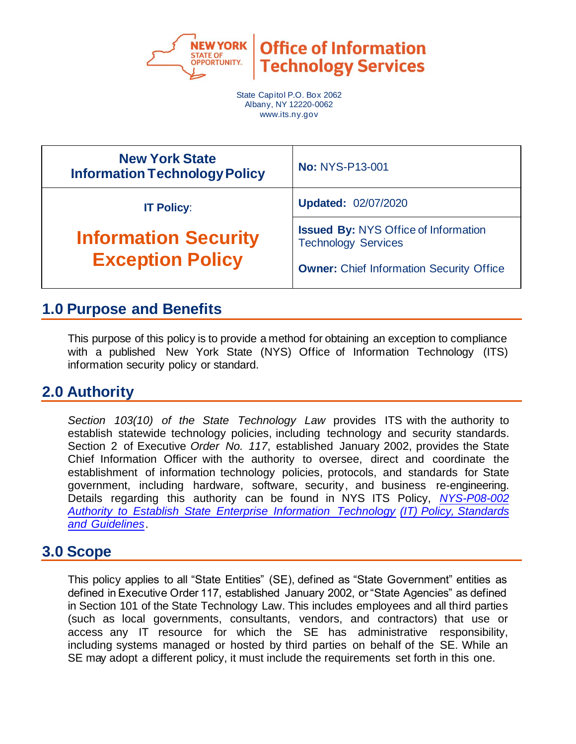NEW YORK STATE OF OPPORTUNITY. | Office of Information Technology Services

State Capitol P.O. Box 2062
Albany, NY 12220-0062
www.its.ny.gov

| **New York State Information Technology Policy** | **No:** NYS-P13-001 |
|---|---|
| **IT Policy**: **Information Security Exception Policy** | **Updated:** 02/07/2020 |
| | **Issued By:** NYS Office of Information Technology Services **Owner:** Chief Information Security Office |

## 1.0 Purpose and Benefits

This purpose of this policy is to provide a method for obtaining an exception to compliance with a published New York State (NYS) Office of Information Technology (ITS) information security policy or standard.

## 2.0 Authority

*Section 103(10) of the State Technology Law* provides ITS with the authority to establish statewide technology policies, including technology and security standards. Section 2 of Executive *Order No. 117*, established January 2002, provides the State Chief Information Officer with the authority to oversee, direct and coordinate the establishment of information technology policies, protocols, and standards for State government, including hardware, software, security, and business re-engineering. Details regarding this authority can be found in NYS ITS Policy, *NYS-P08-002 Authority to Establish State Enterprise Information Technology (IT) Policy, Standards and Guidelines*.

## 3.0 Scope

This policy applies to all "State Entities" (SE), defined as "State Government" entities as defined in Executive Order 117, established January 2002, or "State Agencies" as defined in Section 101 of the State Technology Law. This includes employees and all third parties (such as local governments, consultants, vendors, and contractors) that use or access any IT resource for which the SE has administrative responsibility, including systems managed or hosted by third parties on behalf of the SE. While an SE may adopt a different policy, it must include the requirements set forth in this one.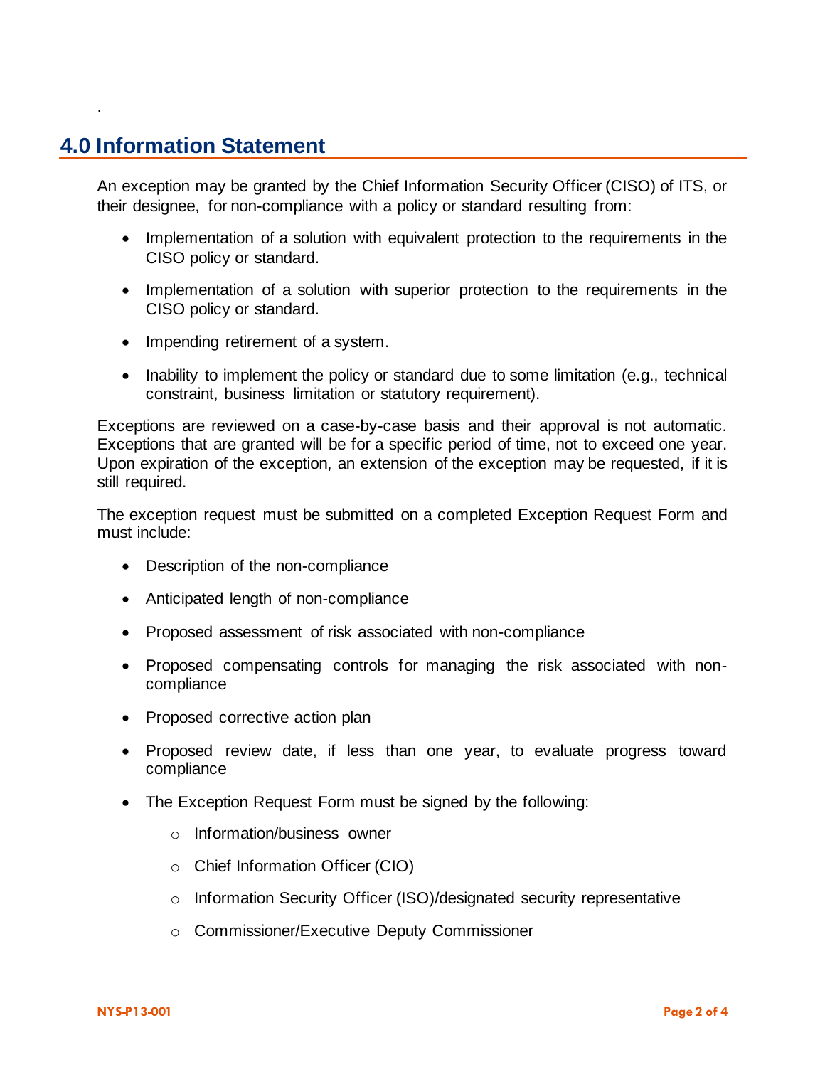## 4.0 Information Statement

An exception may be granted by the Chief Information Security Officer (CISO) of ITS, or their designee, for non-compliance with a policy or standard resulting from:

- Implementation of a solution with equivalent protection to the requirements in the CISO policy or standard.
- Implementation of a solution with superior protection to the requirements in the CISO policy or standard.
- Impending retirement of a system.
- Inability to implement the policy or standard due to some limitation (e.g., technical constraint, business limitation or statutory requirement).

Exceptions are reviewed on a case-by-case basis and their approval is not automatic. Exceptions that are granted will be for a specific period of time, not to exceed one year. Upon expiration of the exception, an extension of the exception may be requested, if it is still required.

The exception request must be submitted on a completed Exception Request Form and must include:

- Description of the non-compliance
- Anticipated length of non-compliance
- Proposed assessment of risk associated with non-compliance
- Proposed compensating controls for managing the risk associated with non-compliance
- Proposed corrective action plan
- Proposed review date, if less than one year, to evaluate progress toward compliance
- The Exception Request Form must be signed by the following:
    - Information/business owner
    - Chief Information Officer (CIO)
    - Information Security Officer (ISO)/designated security representative
    - Commissioner/Executive Deputy Commissioner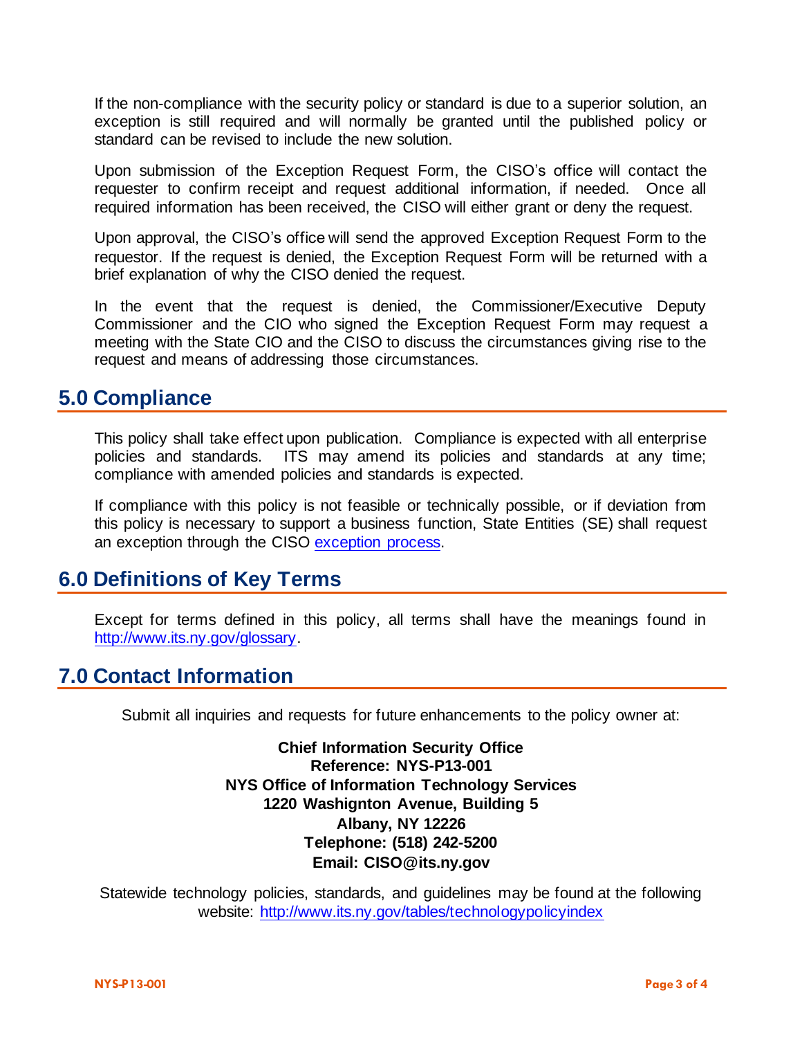If the non-compliance with the security policy or standard is due to a superior solution, an exception is still required and will normally be granted until the published policy or standard can be revised to include the new solution.

Upon submission of the Exception Request Form, the CISO's office will contact the requester to confirm receipt and request additional information, if needed. Once all required information has been received, the CISO will either grant or deny the request.

Upon approval, the CISO's office will send the approved Exception Request Form to the requestor. If the request is denied, the Exception Request Form will be returned with a brief explanation of why the CISO denied the request.

In the event that the request is denied, the Commissioner/Executive Deputy Commissioner and the CIO who signed the Exception Request Form may request a meeting with the State CIO and the CISO to discuss the circumstances giving rise to the request and means of addressing those circumstances.

## 5.0 Compliance

This policy shall take effect upon publication. Compliance is expected with all enterprise policies and standards. ITS may amend its policies and standards at any time; compliance with amended policies and standards is expected.

If compliance with this policy is not feasible or technically possible, or if deviation from this policy is necessary to support a business function, State Entities (SE) shall request an exception through the CISO [exception process](#).

## 6.0 Definitions of Key Terms

Except for terms defined in this policy, all terms shall have the meanings found in [http://www.its.ny.gov/glossary](http://www.its.ny.gov/glossary).

## 7.0 Contact Information

Submit all inquiries and requests for future enhancements to the policy owner at:

**Chief Information Security Office**
**Reference: NYS-P13-001**
**NYS Office of Information Technology Services**
**1220 Washigton Avenue, Building 5**
**Albany, NY 12226**
**Telephone: (518) 242-5200**
**Email: CISO@its.ny.gov**

Statewide technology policies, standards, and guidelines may be found at the following website: [http://www.its.ny.gov/tables/technologypolicyindex](http://www.its.ny.gov/tables/technologypolicyindex)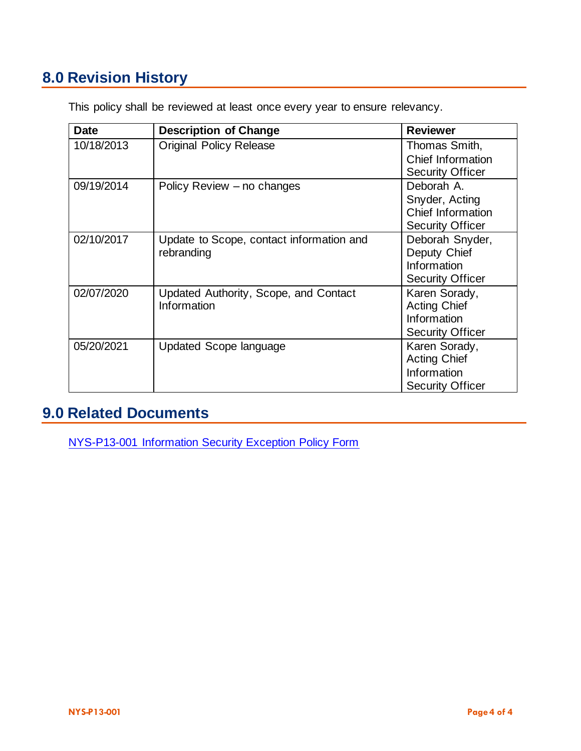## 8.0 Revision History

This policy shall be reviewed at least once every year to ensure relevancy.

| Date | Description of Change | Reviewer |
|---|---|---|
| 10/18/2013 | Original Policy Release | Thomas Smith, Chief Information Security Officer |
| 09/19/2014 | Policy Review – no changes | Deborah A. Snyder, Acting Chief Information Security Officer |
| 02/10/2017 | Update to Scope, contact information and rebranding | Deborah Snyder, Deputy Chief Information Security Officer |
| 02/07/2020 | Updated Authority, Scope, and Contact Information | Karen Sorady, Acting Chief Information Security Officer |
| 05/20/2021 | Updated Scope language | Karen Sorady, Acting Chief Information Security Officer |

## 9.0 Related Documents

NYS-P13-001 Information Security Exception Policy Form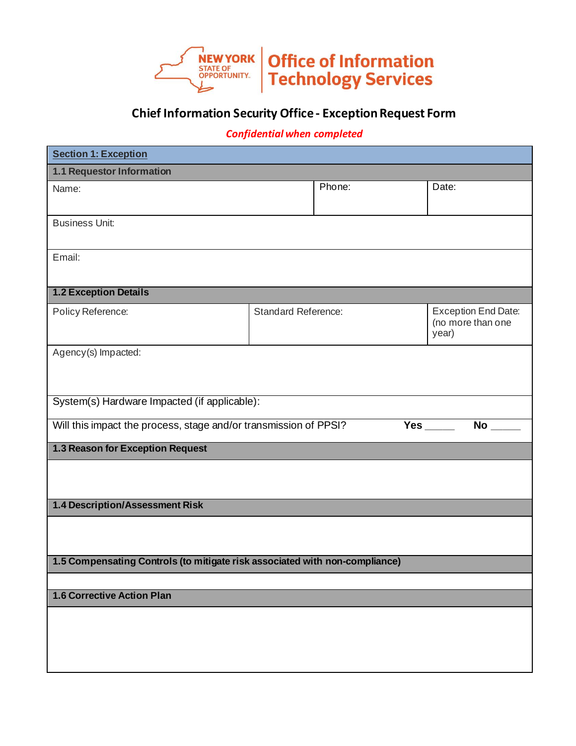NEW YORK STATE OF OPPORTUNITY. | Office of Information Technology Services

# Chief Information Security Office - Exception Request Form

***Confidential when completed***

| **Section 1: Exception** | | |
|---|---|---|
| **1.1 Requestor Information** | | |
| Name: | Phone: | Date: |
| Business Unit: | | |
| Email: | | |
| **1.2 Exception Details** | | |
| Policy Reference: | Standard Reference: | Exception End Date: (no more than one year) |
| Agency(s) Impacted: | | |
| System(s) Hardware Impacted (if applicable): | | |
| Will this impact the process, stage and/or transmission of PPSI? | **Yes** _____ | **No** _____ |
| **1.3 Reason for Exception Request** | | |
| | | |
| **1.4 Description/Assessment Risk** | | |
| | | |
| **1.5 Compensating Controls (to mitigate risk associated with non-compliance)** | | |
| | | |
| **1.6 Corrective Action Plan** | | |
| | | |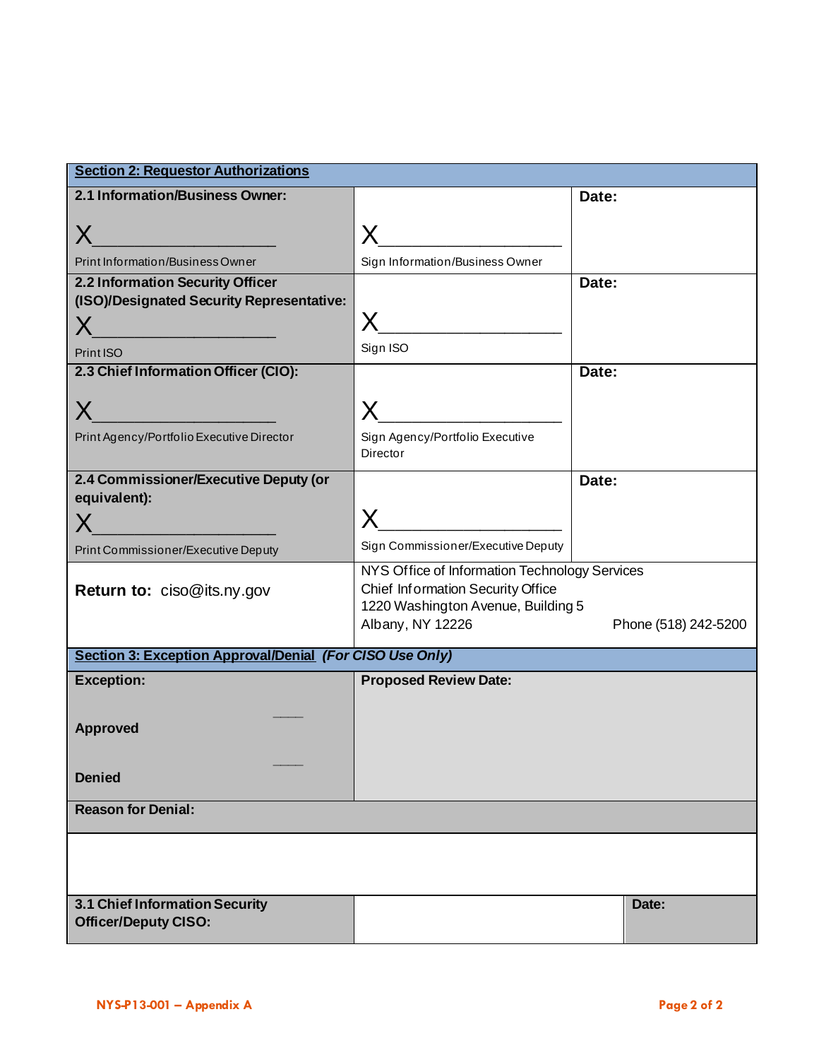| **Section 2: Requestor Authorizations** | | |
|---|---|---|
| **2.1 Information/Business Owner:**<br><br>X____________________<br>Print Information/Business Owner | X____________________<br>Sign Information/Business Owner | **Date:** |
| **2.2 Information Security Officer (ISO)/Designated Security Representative:**<br>X____________________<br>Print ISO | X____________________<br>Sign ISO | **Date:** |
| **2.3 Chief Information Officer (CIO):**<br><br>X____________________<br>Print Agency/Portfolio Executive Director | X____________________<br>Sign Agency/Portfolio Executive Director | **Date:** |
| **2.4 Commissioner/Executive Deputy (or equivalent):**<br>X____________________<br>Print Commissioner/Executive Deputy | X____________________<br>Sign Commissioner/Executive Deputy | **Date:** |
| **Return to:** ciso@its.ny.gov | NYS Office of Information Technology Services<br>Chief Information Security Office<br>1220 Washington Avenue, Building 5<br>Albany, NY 12226 Phone (518) 242-5200 | |

| **Section 3: Exception Approval/Denial** ***(For CISO Use Only)*** | | |
|---|---|---|
| **Exception:**<br><br>**Approved** ____<br><br>**Denied** ____ | **Proposed Review Date:** | |
| **Reason for Denial:** | | |
| | | |
| **3.1 Chief Information Security Officer/Deputy CISO:** | | **Date:** |